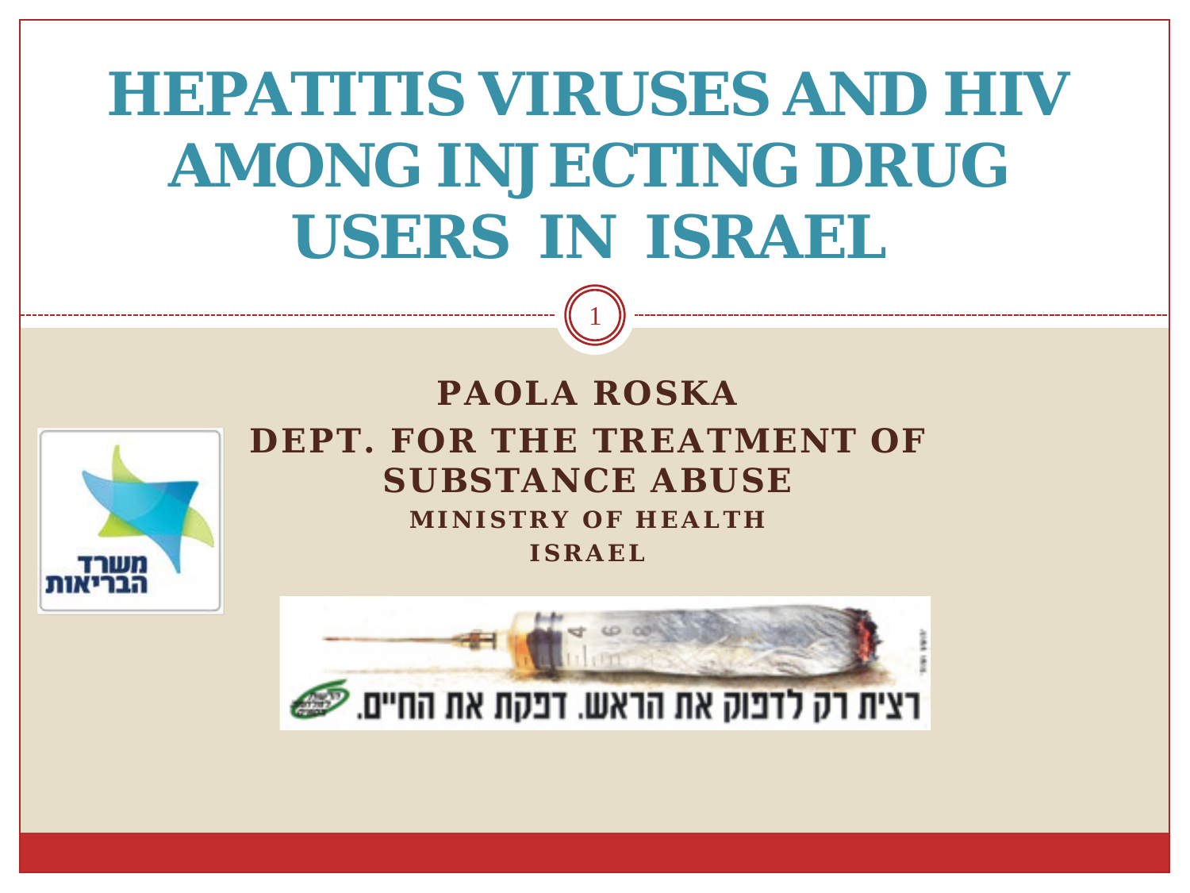# HEPATITIS VIRUSES AND HIV AMONG INJECTING DRUG USERS IN ISRAEL

**PAOLA ROSKA**

**DEPT. FOR THE TREATMENT OF SUBSTANCE ABUSE**

**MINISTRY OF HEALTH**

**ISRAEL**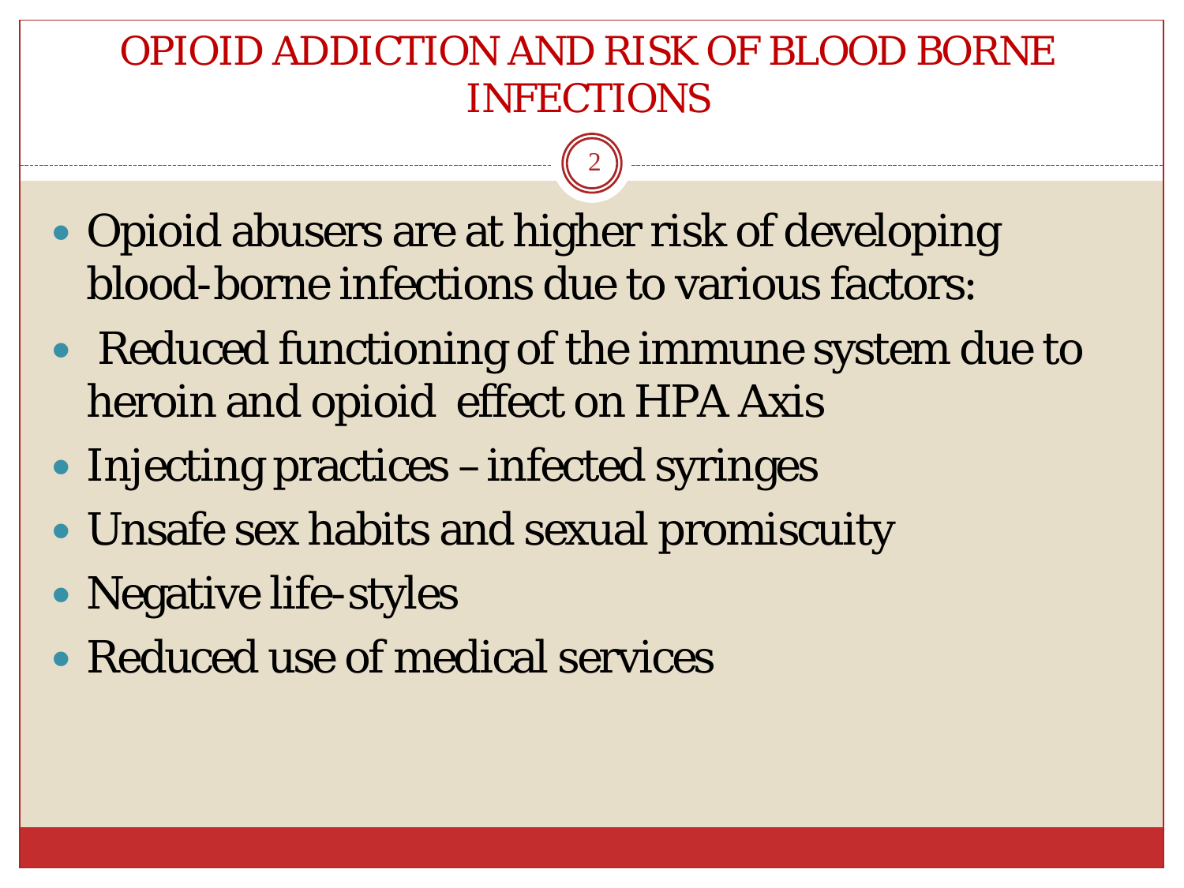# OPIOID ADDICTION AND RISK OF BLOOD BORNE INFECTIONS

- Opioid abusers are at higher risk of developing blood-borne infections due to various factors:
- Reduced functioning of the immune system due to heroin and opioid effect on HPA Axis
- Injecting practices – infected syringes
- Unsafe sex habits and sexual promiscuity
- Negative life-styles
- Reduced use of medical services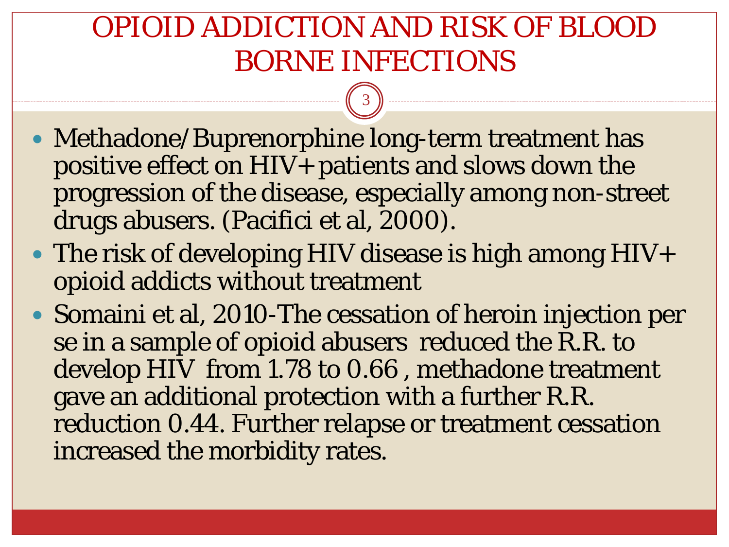# OPIOID ADDICTION AND RISK OF BLOOD BORNE INFECTIONS

- Methadone/Buprenorphine long-term treatment has positive effect on HIV+ patients and slows down the progression of the disease, especially among non-street drugs abusers. (Pacifici et al, 2000).
- The risk of developing HIV disease is high among HIV+ opioid addicts without treatment
- Somaini et al, 2010-The cessation of heroin injection per se in a sample of opioid abusers reduced the R.R. to develop HIV from 1.78 to 0.66 , methadone treatment gave an additional protection with a further R.R. reduction 0.44. Further relapse or treatment cessation increased the morbidity rates.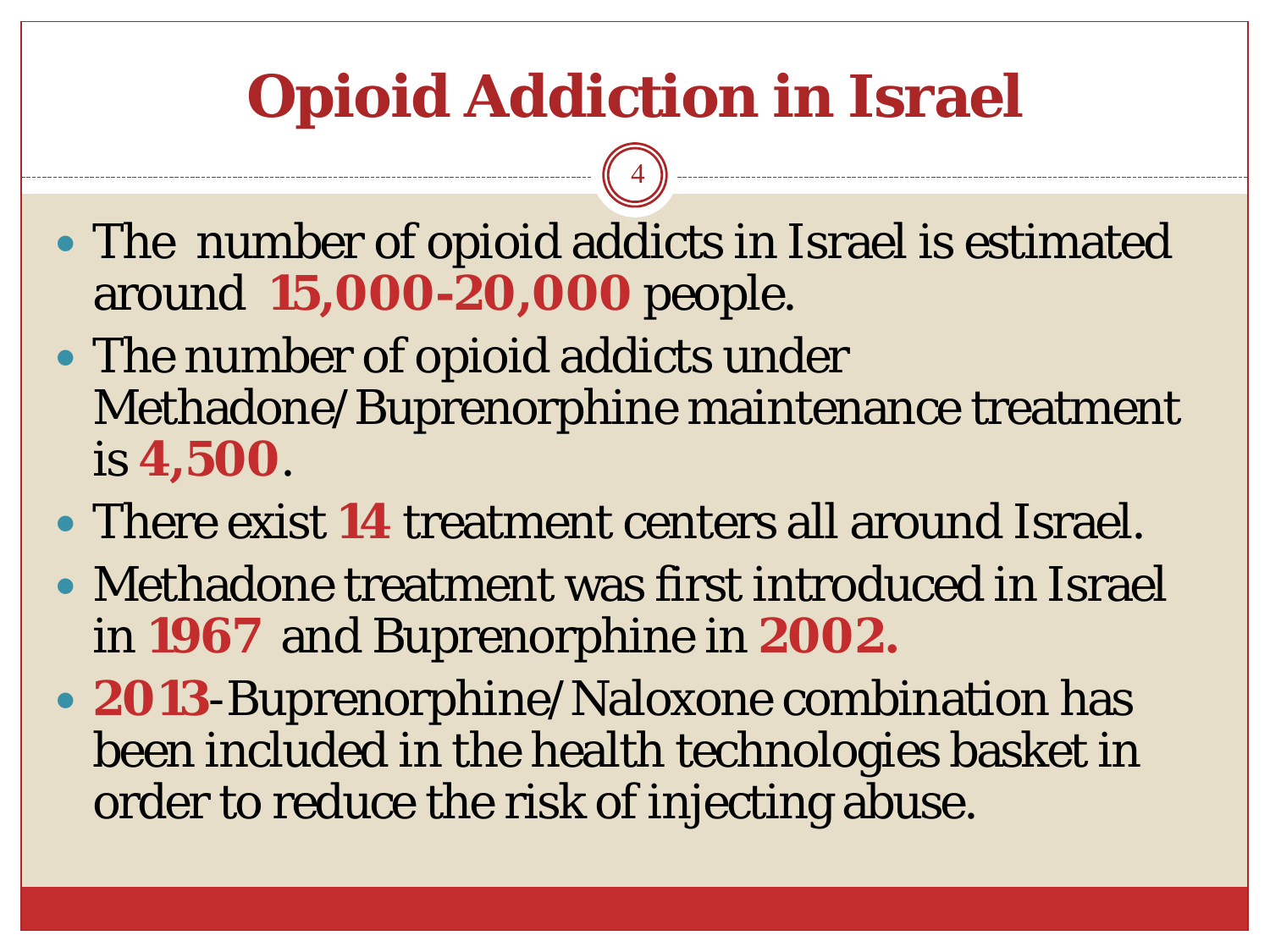# Opioid Addiction in Israel

- The number of opioid addicts in Israel is estimated around **15,000-20,000** people.
- The number of opioid addicts under Methadone/Buprenorphine maintenance treatment is **4,500**.
- There exist **14** treatment centers all around Israel.
- Methadone treatment was first introduced in Israel in **1967** and Buprenorphine in **2002.**
- **2013**-Buprenorphine/Naloxone combination has been included in the health technologies basket in order to reduce the risk of injecting abuse.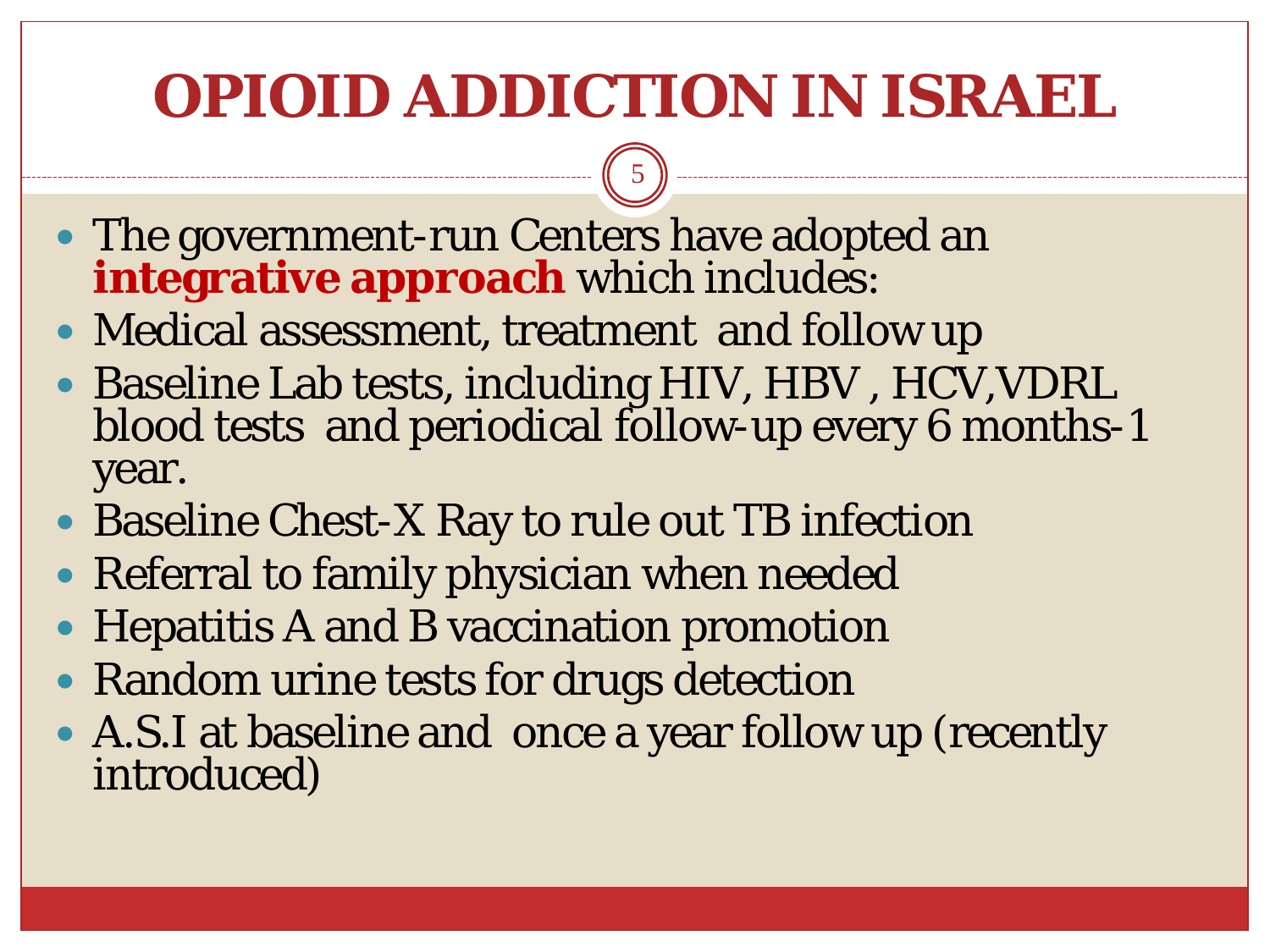# OPIOID ADDICTION IN ISRAEL

- The government-run Centers have adopted an **integrative approach** which includes:
- Medical assessment, treatment and follow up
- Baseline Lab tests, including HIV, HBV , HCV,VDRL blood tests and periodical follow-up every 6 months-1 year.
- Baseline Chest-X Ray to rule out TB infection
- Referral to family physician when needed
- Hepatitis A and B vaccination promotion
- Random urine tests for drugs detection
- A.S.I at baseline and once a year follow up (recently introduced)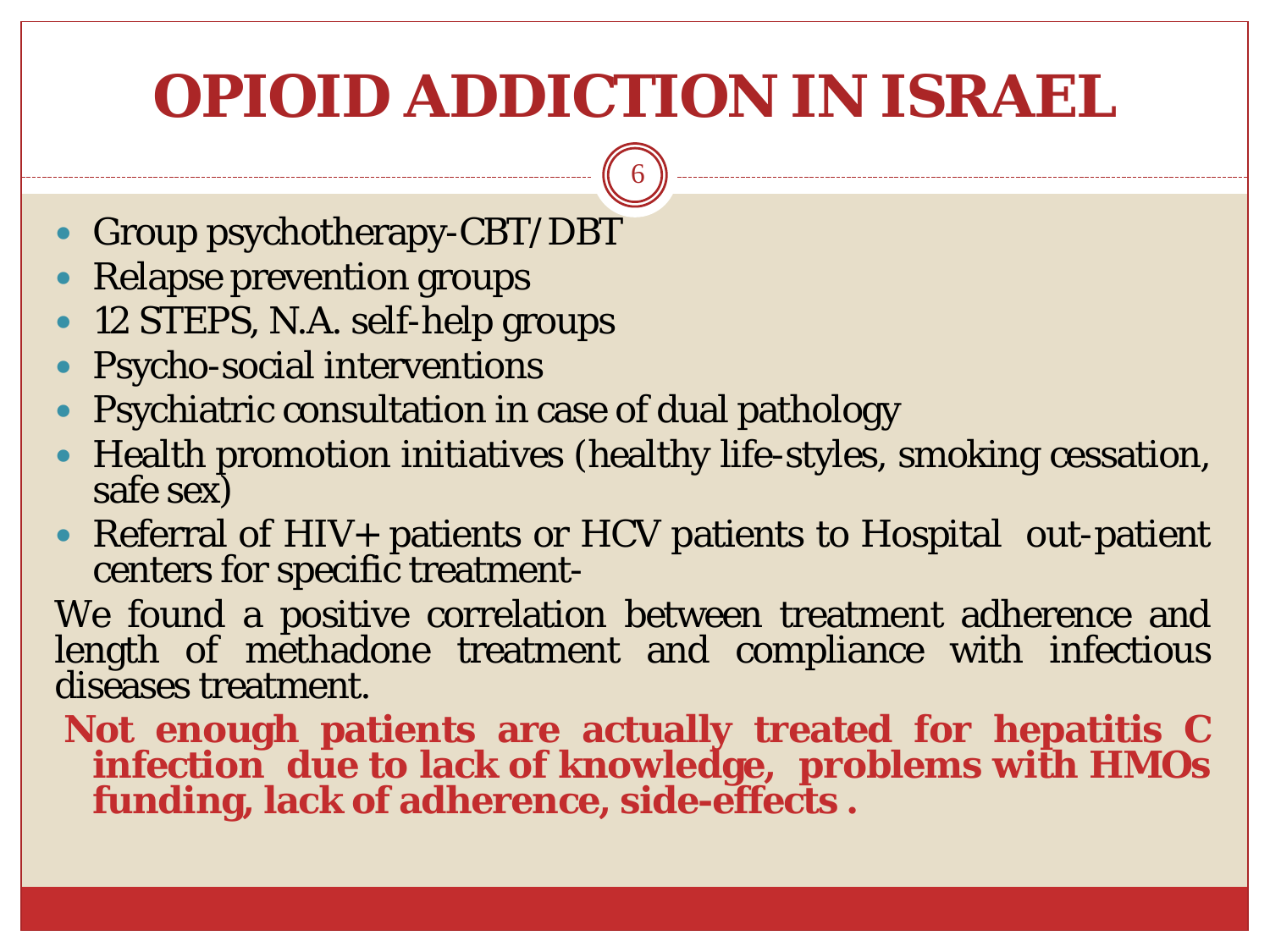# OPIOID ADDICTION IN ISRAEL

- Group psychotherapy-CBT/DBT
- Relapse prevention groups
- 12 STEPS, N.A. self-help groups
- Psycho-social interventions
- Psychiatric consultation in case of dual pathology
- Health promotion initiatives (healthy life-styles, smoking cessation, safe sex)
- Referral of HIV+ patients or HCV patients to Hospital out-patient centers for specific treatment-

We found a positive correlation between treatment adherence and length of methadone treatment and compliance with infectious diseases treatment.

**Not enough patients are actually treated for hepatitis C infection due to lack of knowledge, problems with HMOs funding, lack of adherence, side-effects .**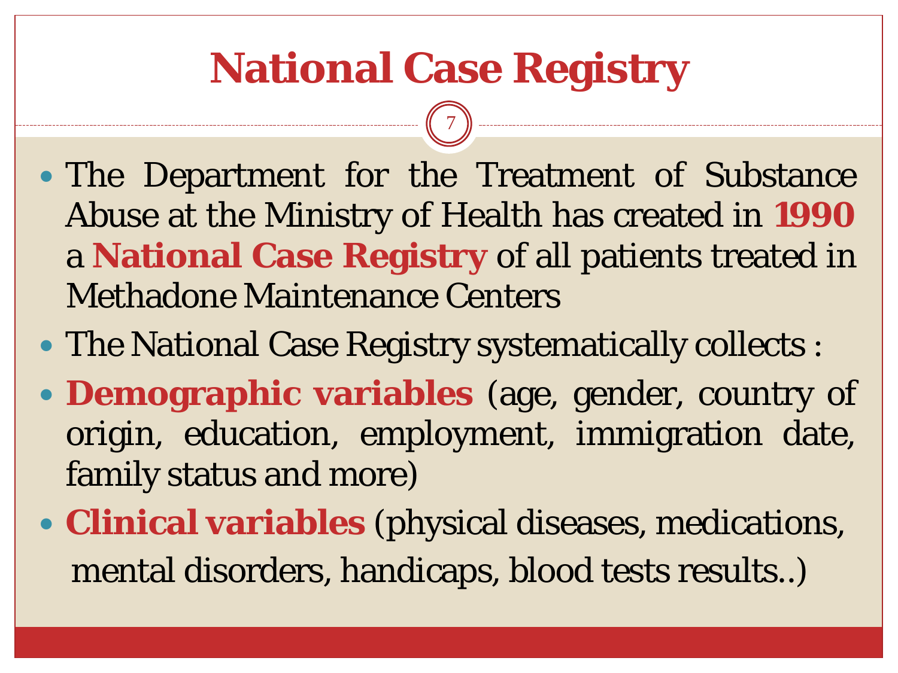# National Case Registry

- The Department for the Treatment of Substance Abuse at the Ministry of Health has created in **1990** a **National Case Registry** of all patients treated in Methadone Maintenance Centers
- The National Case Registry systematically collects :
- **Demographic variables** (age, gender, country of origin, education, employment, immigration date, family status and more)
- **Clinical variables** (physical diseases, medications, mental disorders, handicaps, blood tests results..)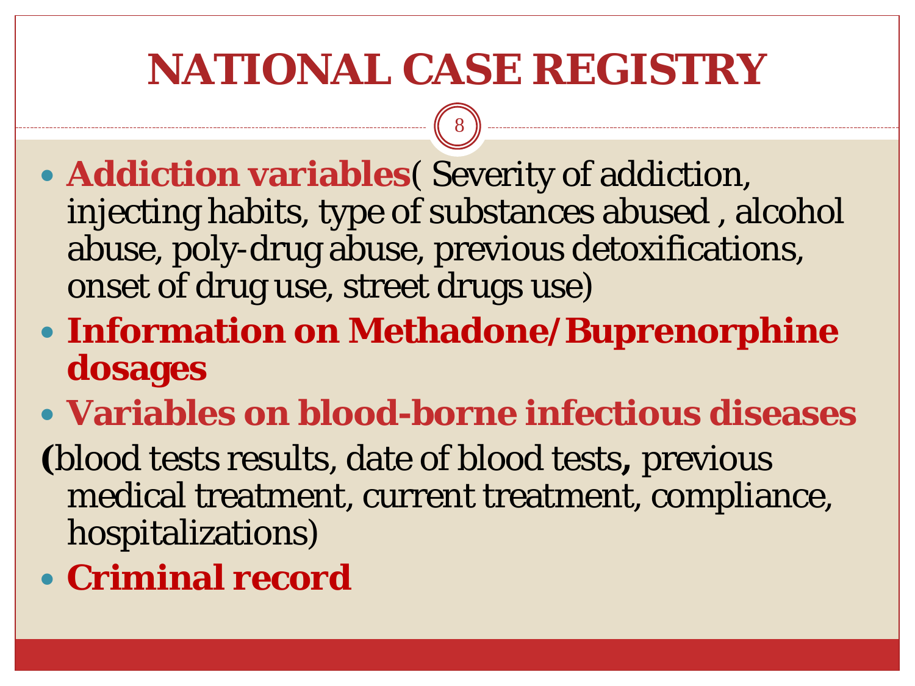# NATIONAL CASE REGISTRY

- **Addiction variables**( Severity of addiction, injecting habits, type of substances abused , alcohol abuse, poly-drug abuse, previous detoxifications, onset of drug use, street drugs use)
- **Information on Methadone/Buprenorphine dosages**
- **Variables on blood-borne infectious diseases**

**(**blood tests results, date of blood tests**,** previous medical treatment, current treatment, compliance, hospitalizations)

- **Criminal record**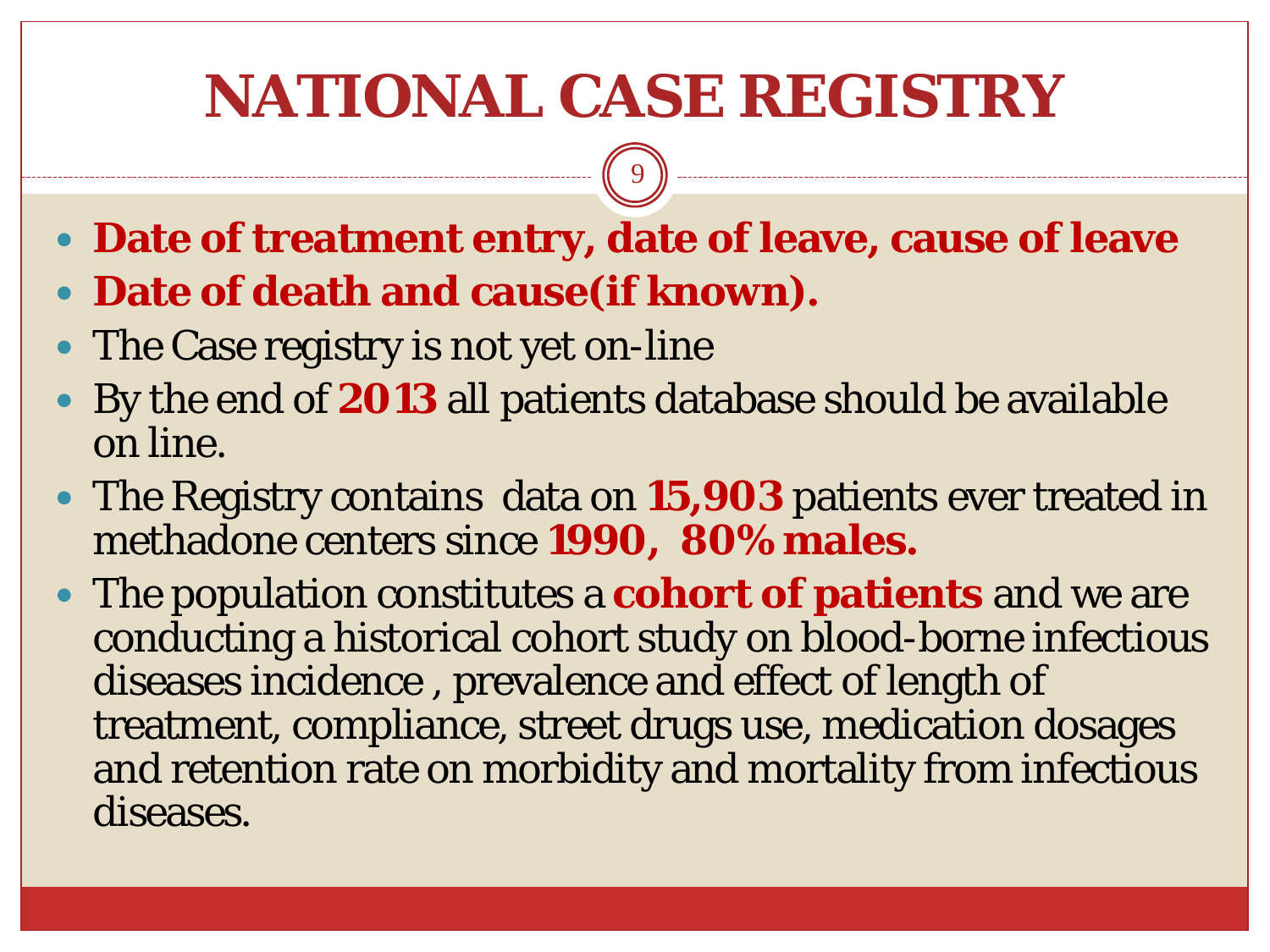# NATIONAL CASE REGISTRY

- **Date of treatment entry, date of leave, cause of leave**
- **Date of death and cause(if known).**
- The Case registry is not yet on-line
- By the end of **2013** all patients database should be available on line.
- The Registry contains data on **15,903** patients ever treated in methadone centers since **1990, 80% males.**
- The population constitutes a **cohort of patients** and we are conducting a historical cohort study on blood-borne infectious diseases incidence , prevalence and effect of length of treatment, compliance, street drugs use, medication dosages and retention rate on morbidity and mortality from infectious diseases.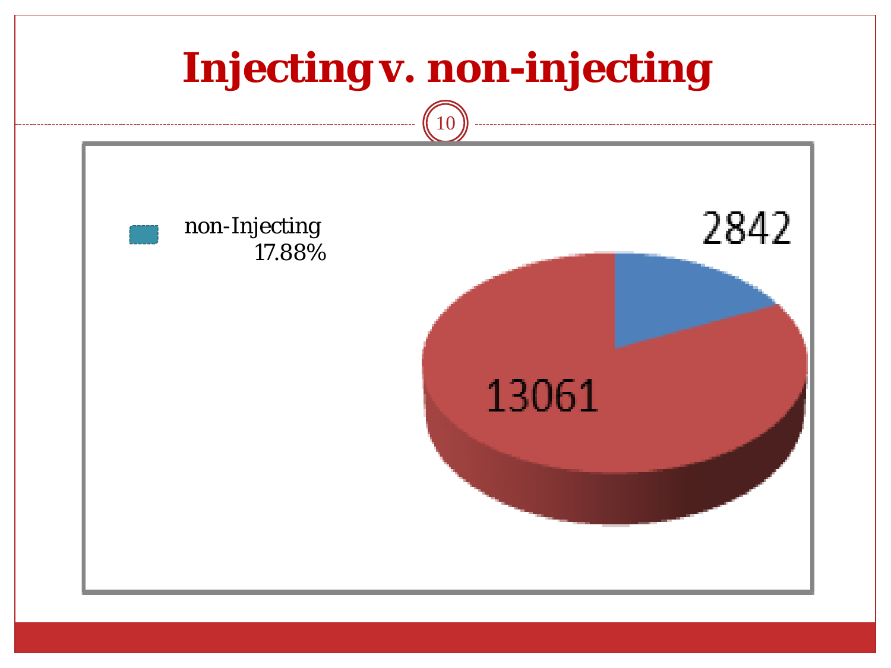# Injecting v. non-injecting

non-Injecting
17.88%

2842

13061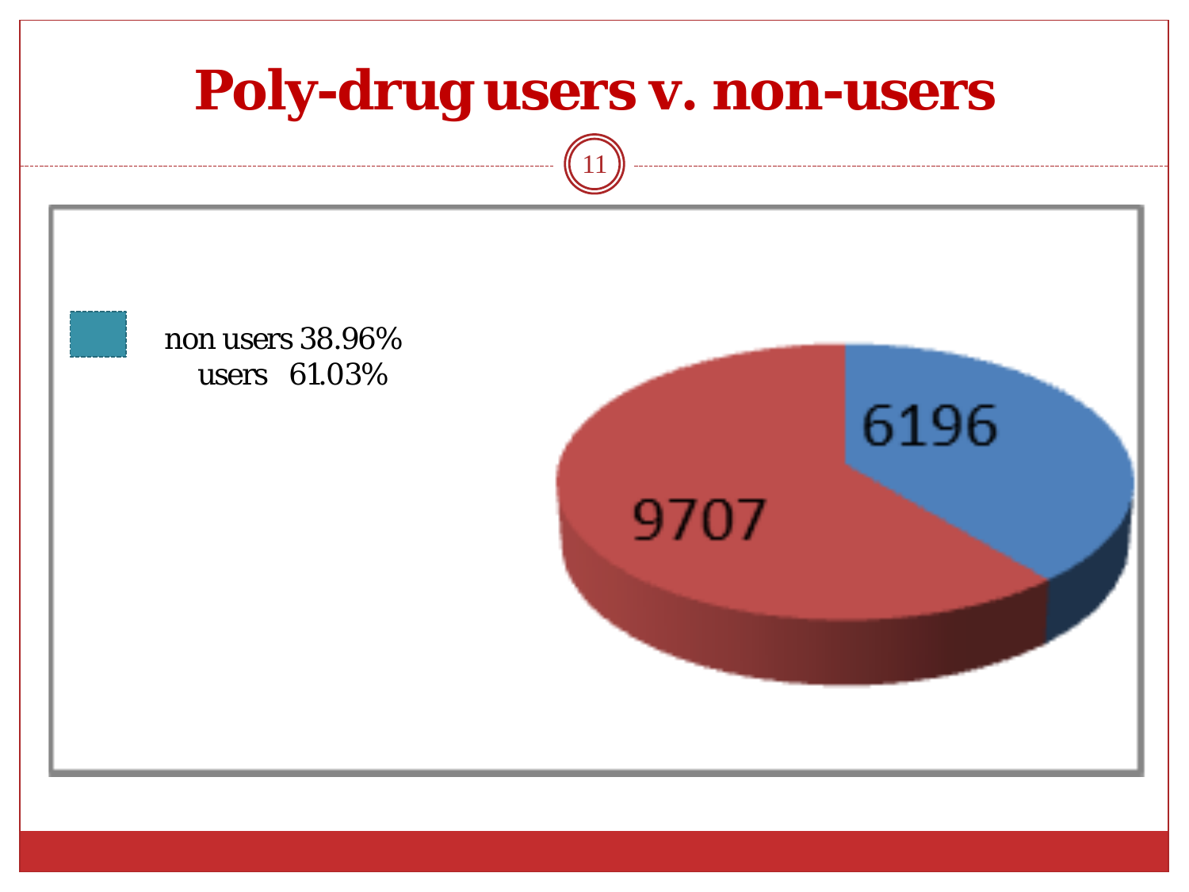# Poly-drug users v. non-users

non users 38.96%
users 61.03%

6196

9707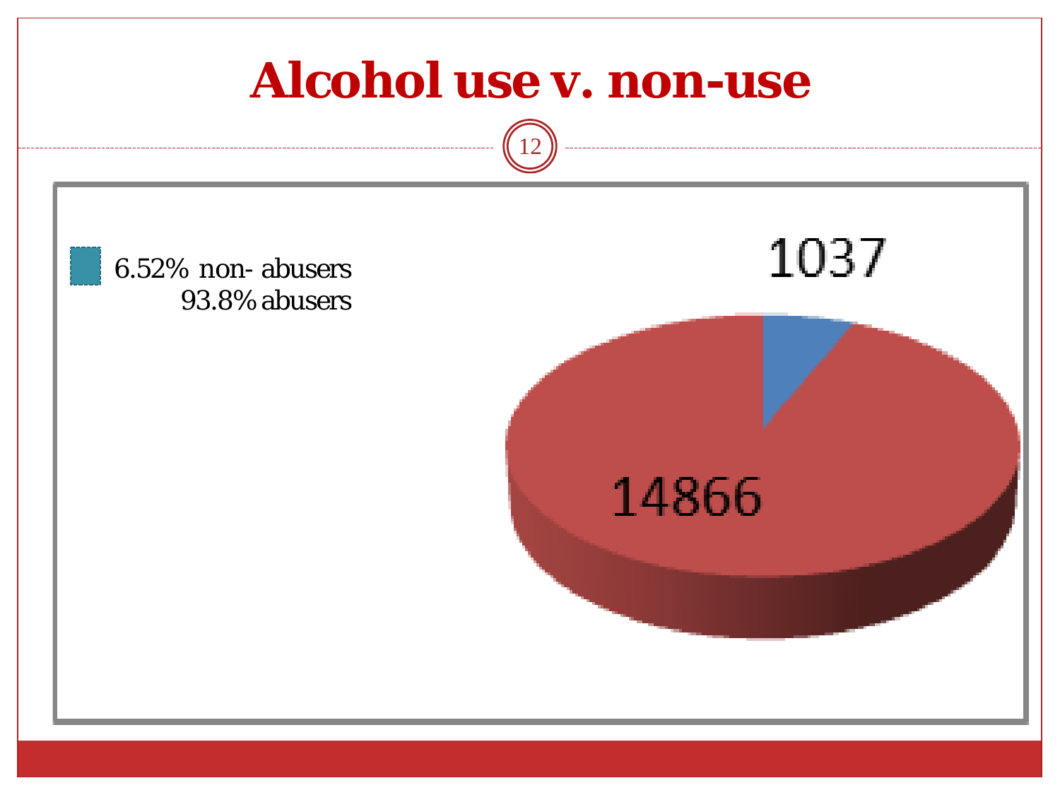# Alcohol use v. non-use

6.52% non- abusers
93.8% abusers

1037

14866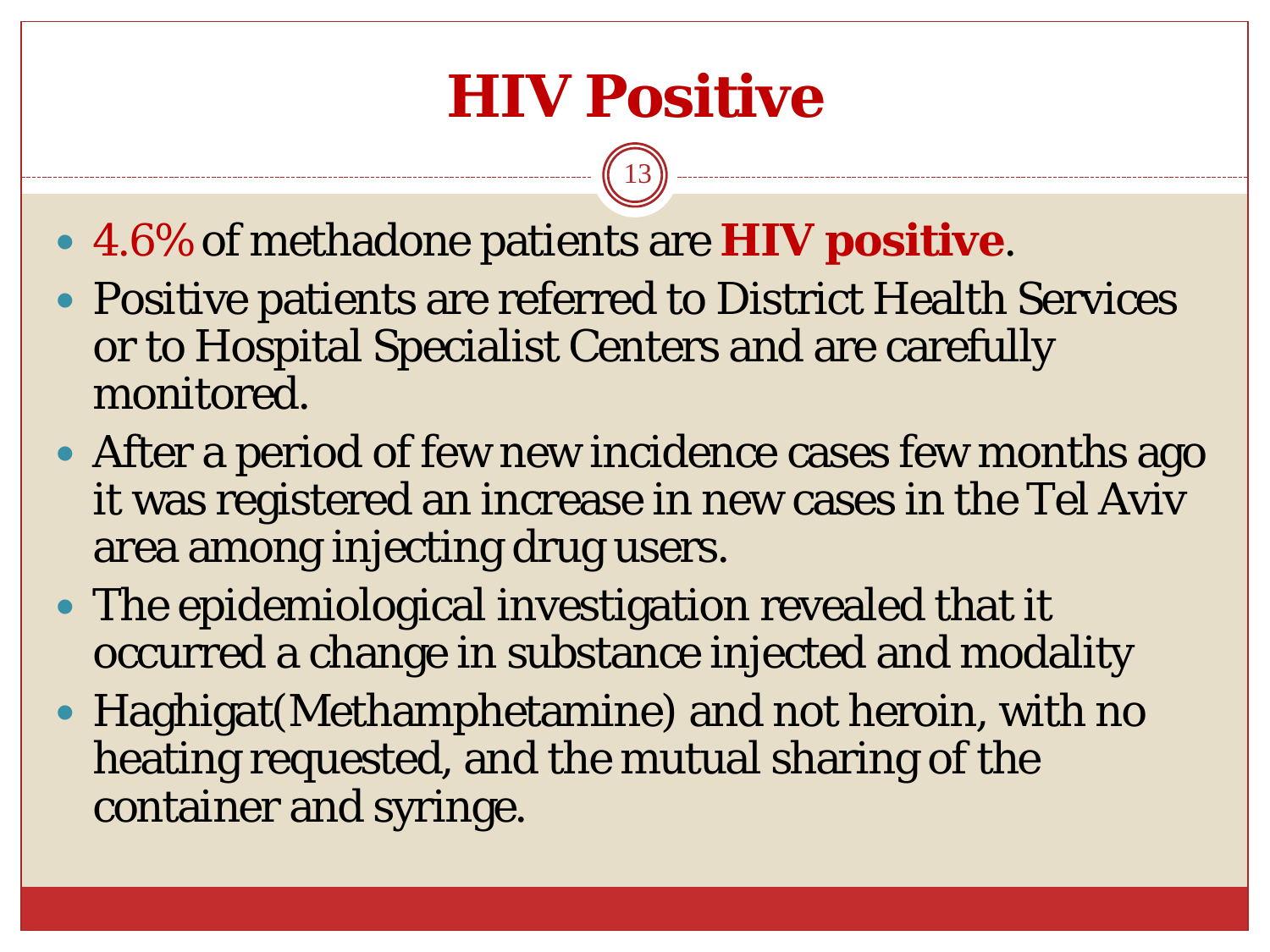# HIV Positive

- 4.6% of methadone patients are **HIV positive**.
- Positive patients are referred to District Health Services or to Hospital Specialist Centers and are carefully monitored.
- After a period of few new incidence cases few months ago it was registered an increase in new cases in the Tel Aviv area among injecting drug users.
- The epidemiological investigation revealed that it occurred a change in substance injected and modality
- Haghigat(Methamphetamine) and not heroin, with no heating requested, and the mutual sharing of the container and syringe.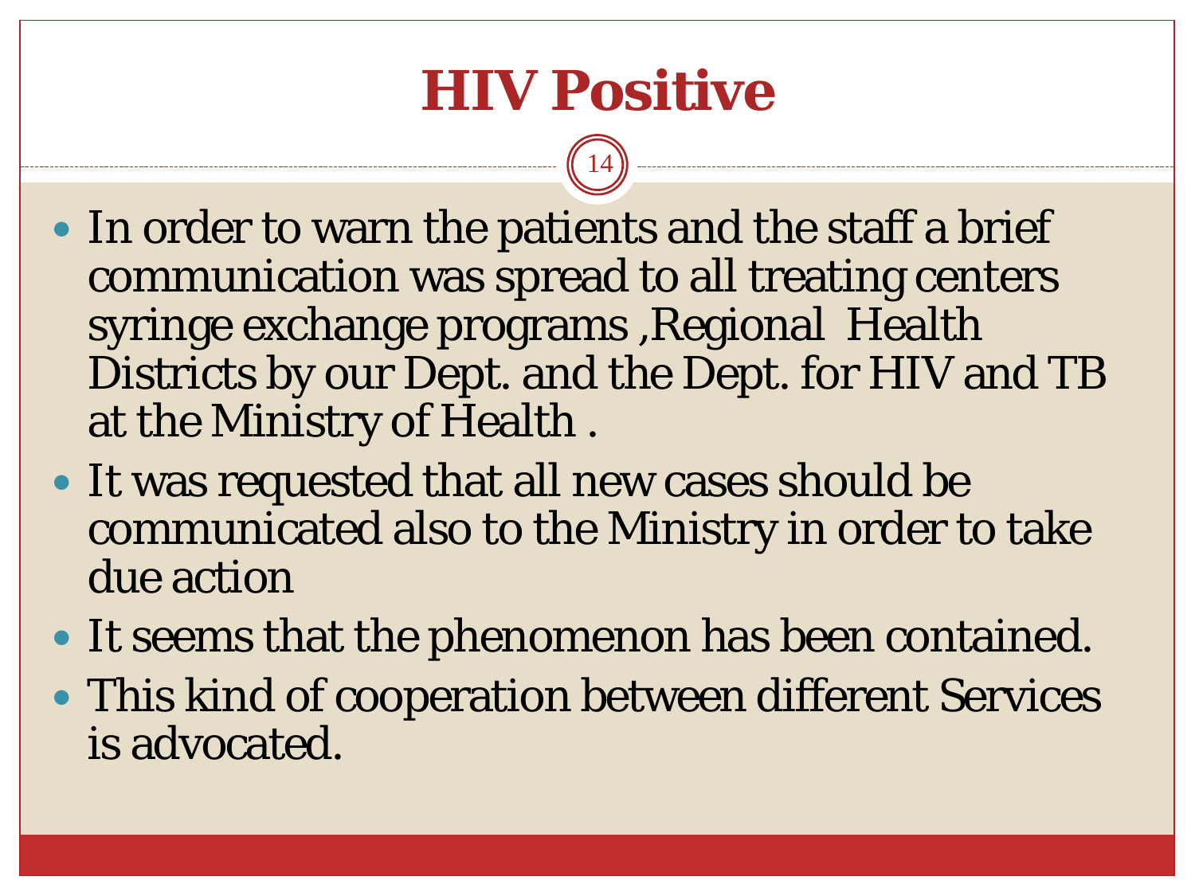# HIV Positive

- In order to warn the patients and the staff a brief communication was spread to all treating centers syringe exchange programs ,Regional Health Districts by our Dept. and the Dept. for HIV and TB at the Ministry of Health .
- It was requested that all new cases should be communicated also to the Ministry in order to take due action
- It seems that the phenomenon has been contained.
- This kind of cooperation between different Services is advocated.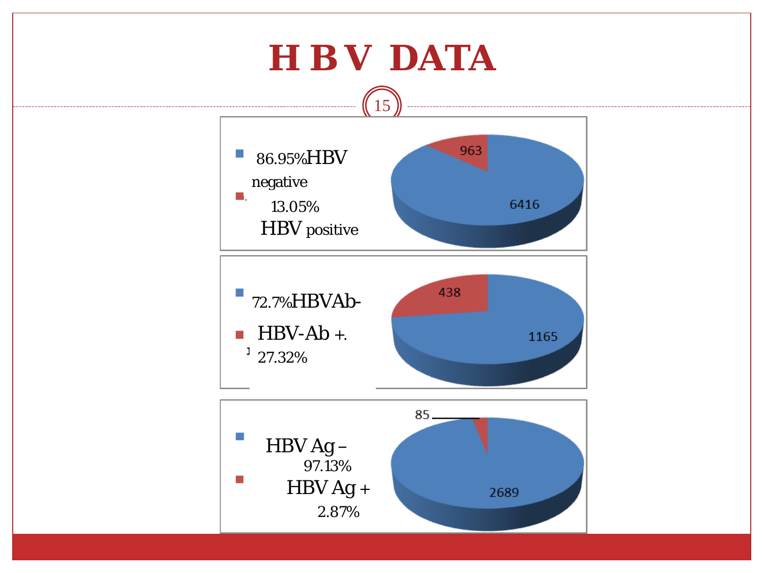# H B V DATA

- 86.95% HBV negative
- 13.05% HBV positive

963

6416

- 72.7% HBVAb-
- HBV-Ab +. 27.32%

438

1165

- HBV Ag – 97.13%
- HBV Ag + 2.87%

85

2689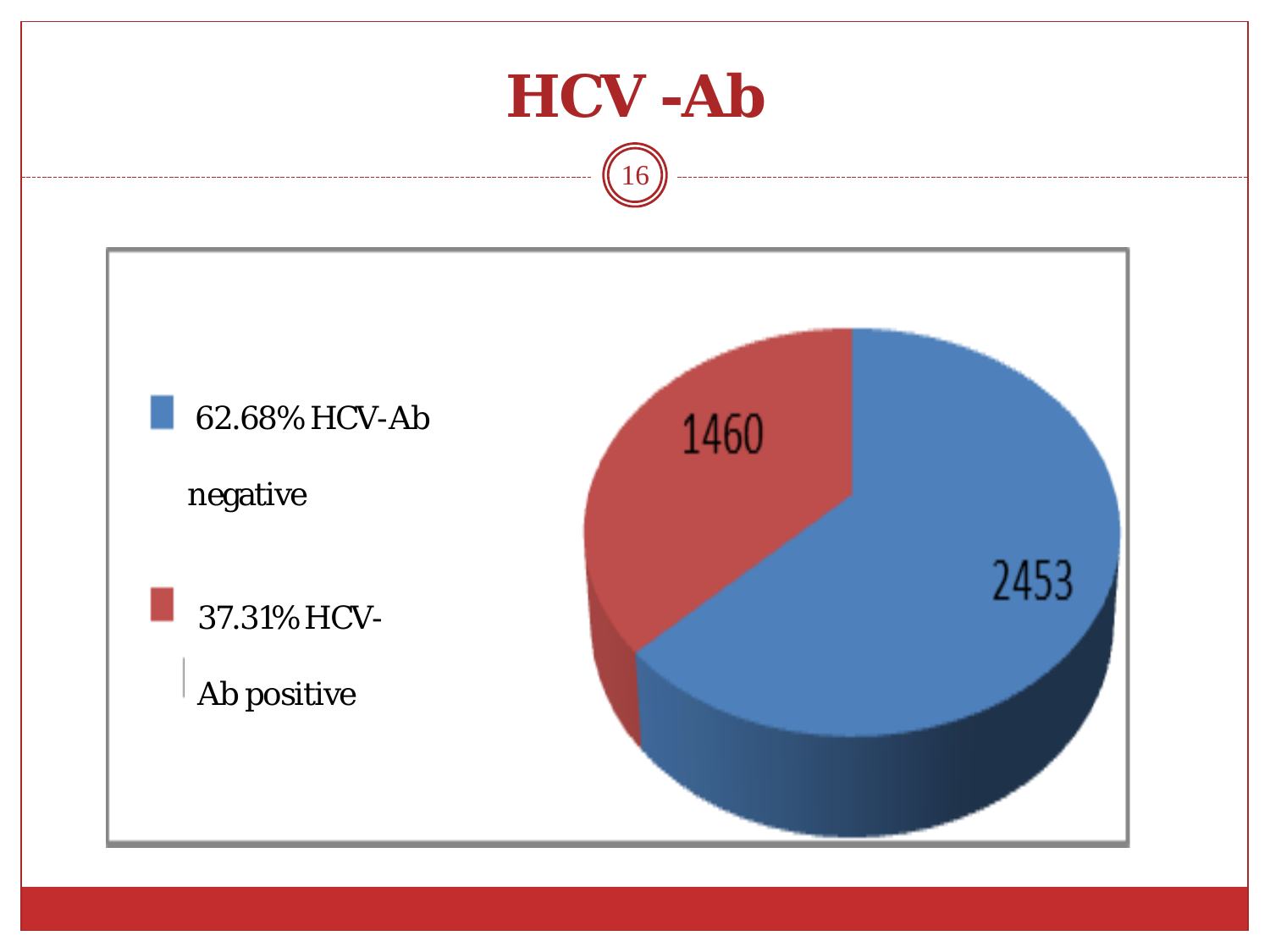# HCV -Ab

62.68% HCV-Ab negative

37.31% HCV-Ab positive

1460

2453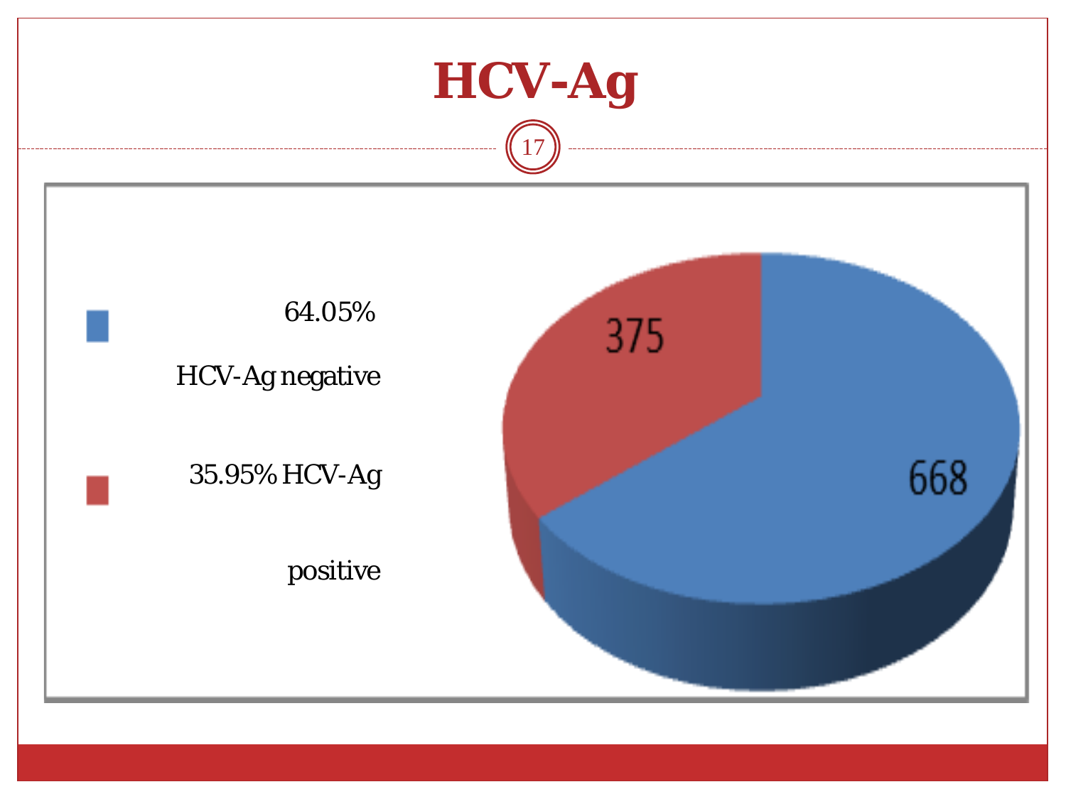# HCV-Ag

64.05% HCV-Ag negative

35.95% HCV-Ag positive

375

668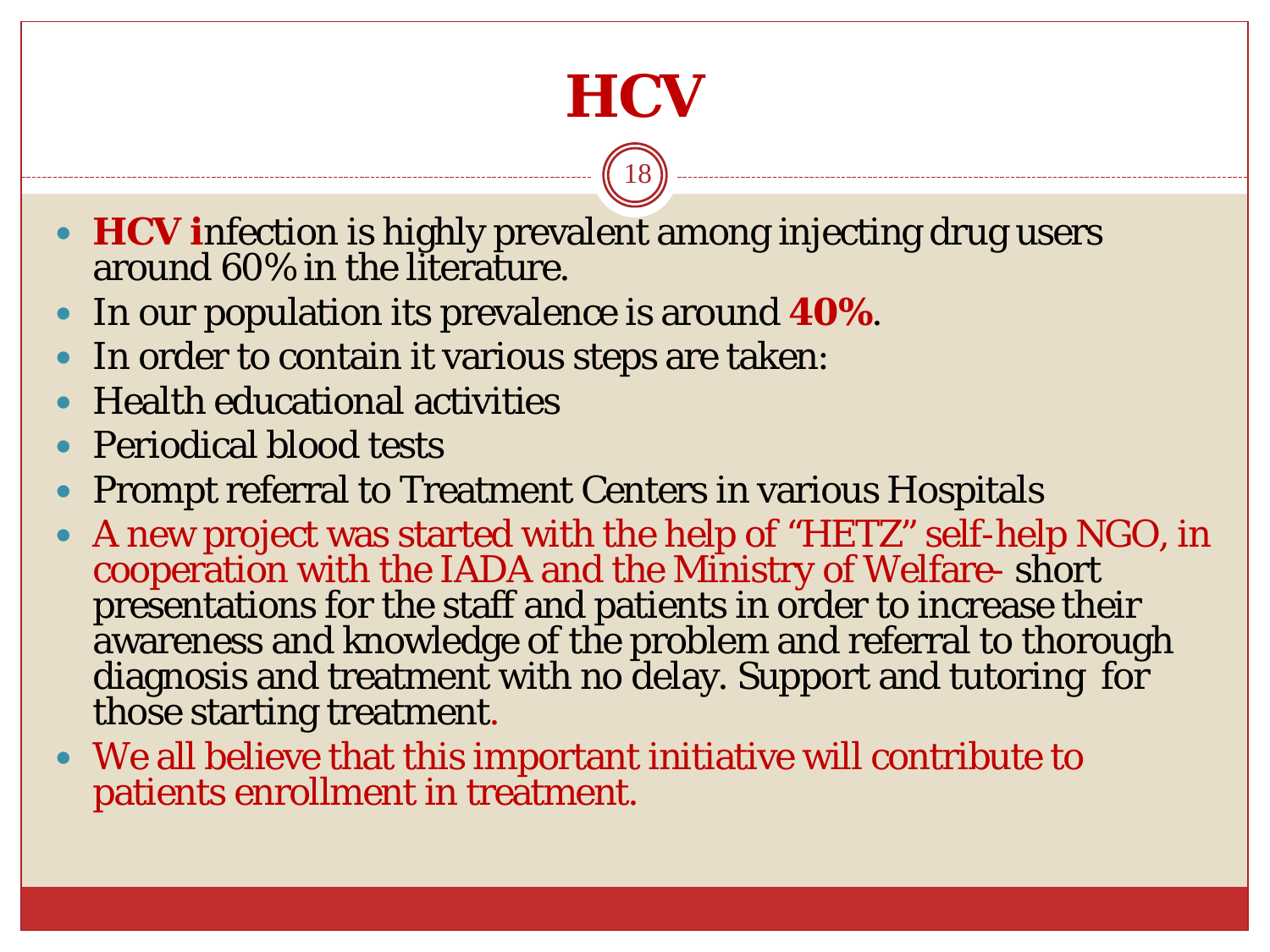# HCV

- **HCV i**nfection is highly prevalent among injecting drug users around 60% in the literature.
- In our population its prevalence is around **40%**.
- In order to contain it various steps are taken:
- Health educational activities
- Periodical blood tests
- Prompt referral to Treatment Centers in various Hospitals
- A new project was started with the help of “HETZ” self-help NGO, in cooperation with the IADA and the Ministry of Welfare- short presentations for the staff and patients in order to increase their awareness and knowledge of the problem and referral to thorough diagnosis and treatment with no delay. Support and tutoring for those starting treatment.
- We all believe that this important initiative will contribute to patients enrollment in treatment.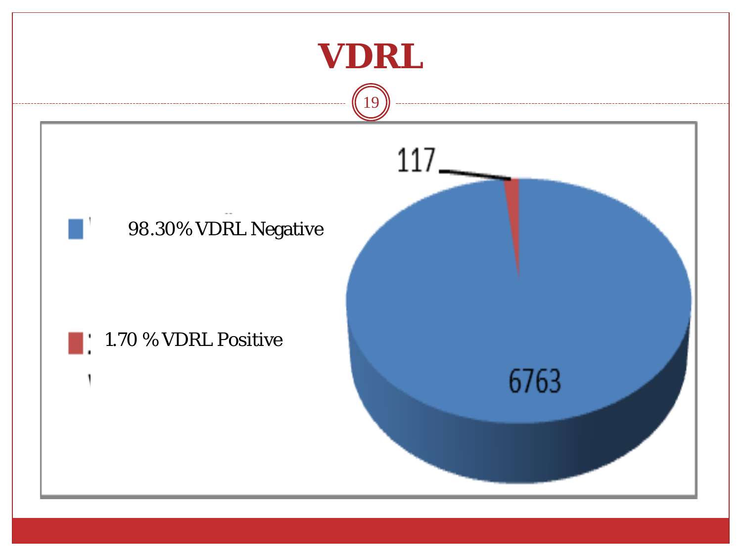# VDRL

98.30% VDRL Negative

1.70 % VDRL Positive

117

6763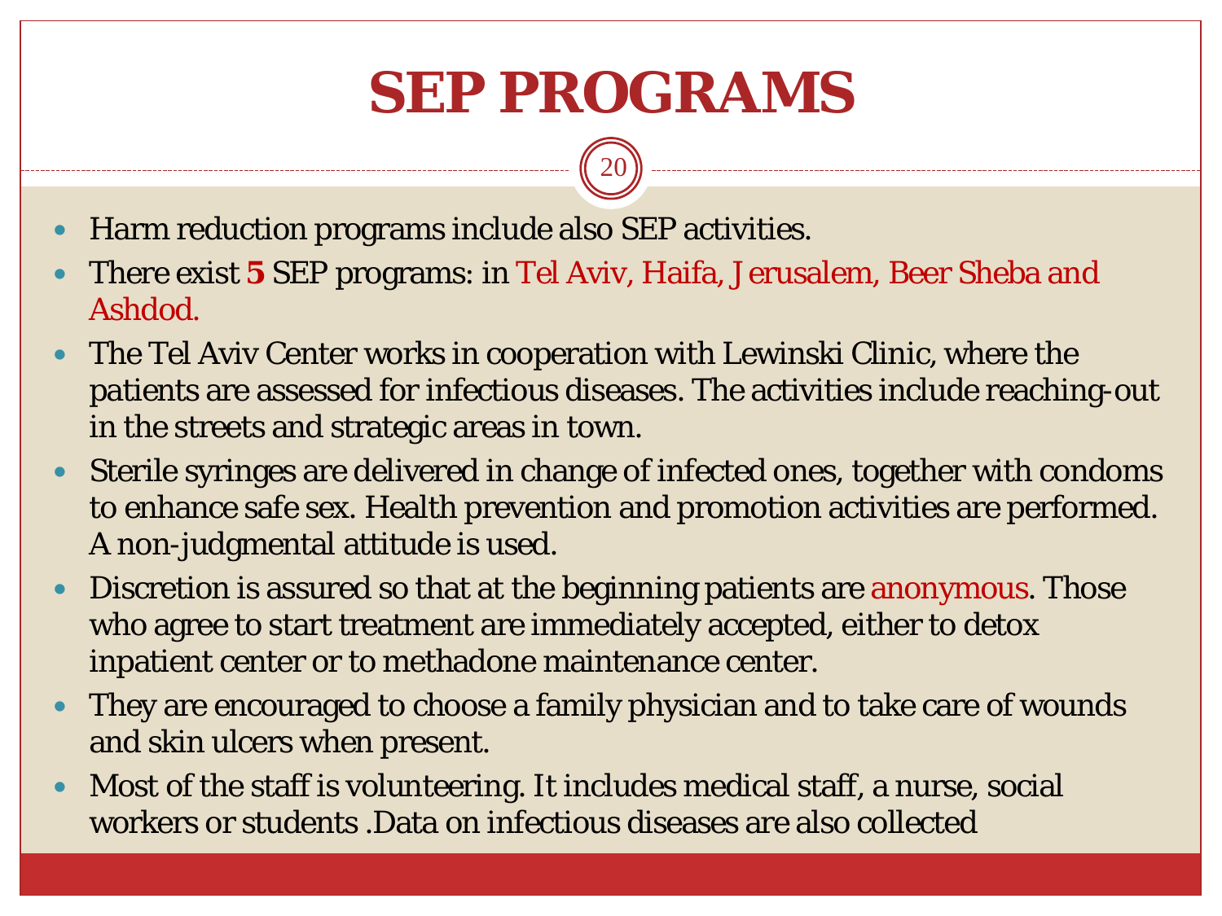# SEP PROGRAMS

- Harm reduction programs include also SEP activities.
- There exist **5** SEP programs: in Tel Aviv, Haifa, Jerusalem, Beer Sheba and Ashdod.
- The Tel Aviv Center works in cooperation with Lewinski Clinic, where the patients are assessed for infectious diseases. The activities include reaching-out in the streets and strategic areas in town.
- Sterile syringes are delivered in change of infected ones, together with condoms to enhance safe sex. Health prevention and promotion activities are performed. A non-judgmental attitude is used.
- Discretion is assured so that at the beginning patients are anonymous. Those who agree to start treatment are immediately accepted, either to detox inpatient center or to methadone maintenance center.
- They are encouraged to choose a family physician and to take care of wounds and skin ulcers when present.
- Most of the staff is volunteering. It includes medical staff, a nurse, social workers or students .Data on infectious diseases are also collected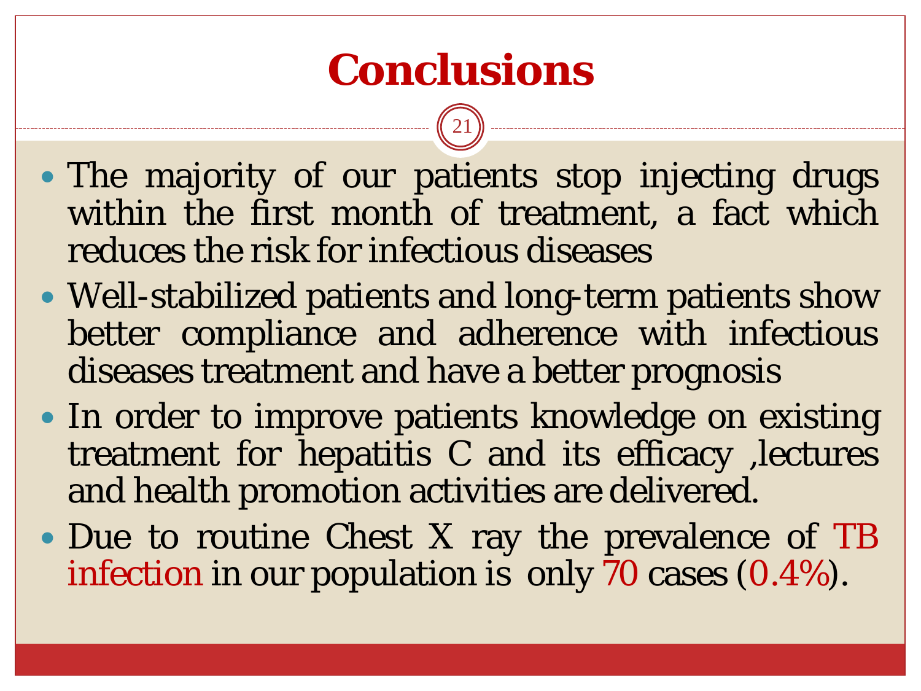# Conclusions

- The majority of our patients stop injecting drugs within the first month of treatment, a fact which reduces the risk for infectious diseases
- Well-stabilized patients and long-term patients show better compliance and adherence with infectious diseases treatment and have a better prognosis
- In order to improve patients knowledge on existing treatment for hepatitis C and its efficacy ,lectures and health promotion activities are delivered.
- Due to routine Chest X ray the prevalence of TB infection in our population is only 70 cases (0.4%).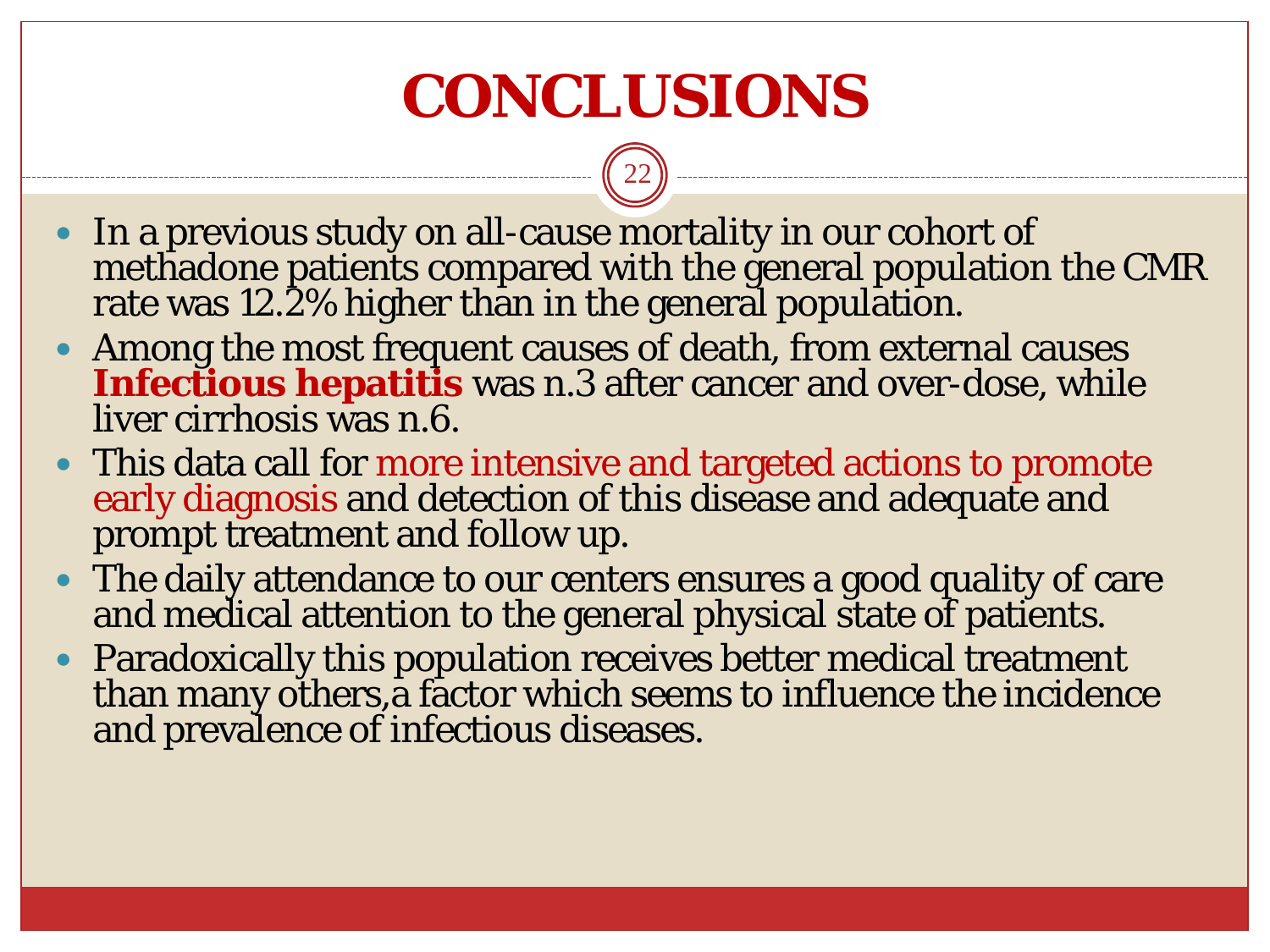# CONCLUSIONS

- In a previous study on all-cause mortality in our cohort of methadone patients compared with the general population the CMR rate was 12.2% higher than in the general population.
- Among the most frequent causes of death, from external causes **Infectious hepatitis** was n.3 after cancer and over-dose, while liver cirrhosis was n.6.
- This data call for more intensive and targeted actions to promote early diagnosis and detection of this disease and adequate and prompt treatment and follow up.
- The daily attendance to our centers ensures a good quality of care and medical attention to the general physical state of patients.
- Paradoxically this population receives better medical treatment than many others,a factor which seems to influence the incidence and prevalence of infectious diseases.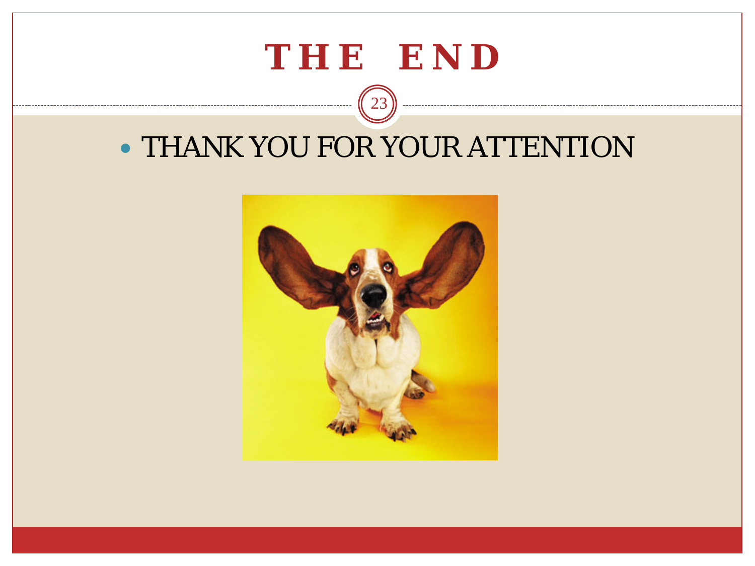# THE END

- THANK YOU FOR YOUR ATTENTION